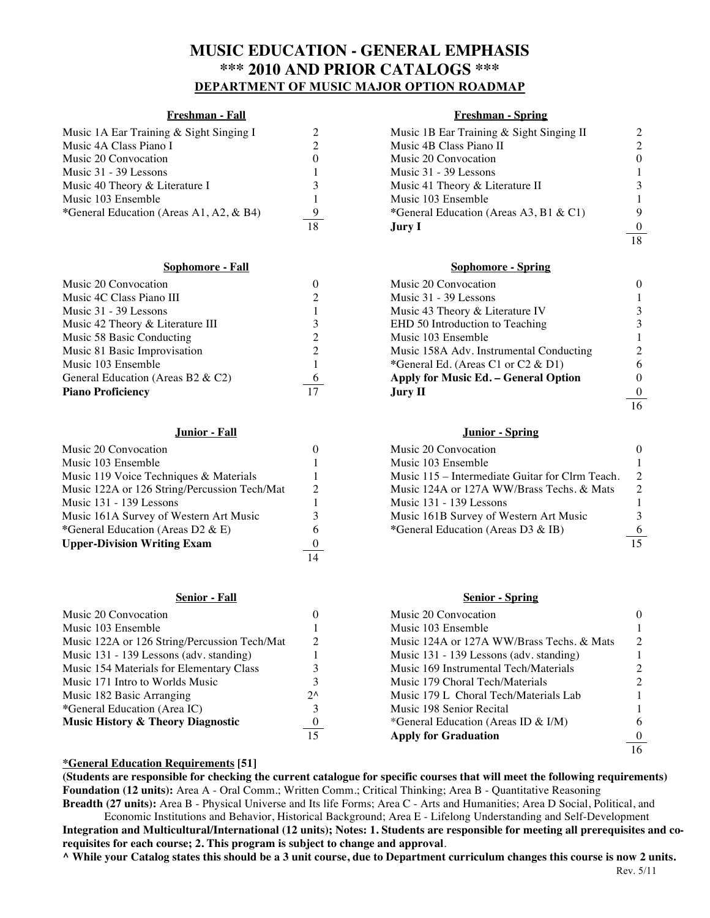# MUSIC EDUCATION - GENERAL EMPHASIS
## *** 2010 AND PRIOR CATALOGS ***
### DEPARTMENT OF MUSIC MAJOR OPTION ROADMAP

**Freshman - Fall**

| Course | Units |
|---|---|
| Music 1A Ear Training & Sight Singing I | 2 |
| Music 4A Class Piano I | 2 |
| Music 20 Convocation | 0 |
| Music 31 - 39 Lessons | 1 |
| Music 40 Theory & Literature I | 3 |
| Music 103 Ensemble | 1 |
| *General Education (Areas A1, A2, & B4) | 9 |
| | 18 |

**Freshman - Spring**

| Course | Units |
|---|---|
| Music 1B Ear Training & Sight Singing II | 2 |
| Music 4B Class Piano II | 2 |
| Music 20 Convocation | 0 |
| Music 31 - 39 Lessons | 1 |
| Music 41 Theory & Literature II | 3 |
| Music 103 Ensemble | 1 |
| *General Education (Areas A3, B1 & C1) | 9 |
| **Jury I** | 0 |
| | 18 |

**Sophomore - Fall**

| Course | Units |
|---|---|
| Music 20 Convocation | 0 |
| Music 4C Class Piano III | 2 |
| Music 31 - 39 Lessons | 1 |
| Music 42 Theory & Literature III | 3 |
| Music 58 Basic Conducting | 2 |
| Music 81 Basic Improvisation | 2 |
| Music 103 Ensemble | 1 |
| General Education (Areas B2 & C2) | 6 |
| **Piano Proficiency** | 17 |

**Sophomore - Spring**

| Course | Units |
|---|---|
| Music 20 Convocation | 0 |
| Music 31 - 39 Lessons | 1 |
| Music 43 Theory & Literature IV | 3 |
| EHD 50 Introduction to Teaching | 3 |
| Music 103 Ensemble | 1 |
| Music 158A Adv. Instrumental Conducting | 2 |
| *General Ed. (Areas C1 or C2 & D1) | 6 |
| **Apply for Music Ed. – General Option** | 0 |
| **Jury II** | 0 |
| | 16 |

**Junior - Fall**

| Course | Units |
|---|---|
| Music 20 Convocation | 0 |
| Music 103 Ensemble | 1 |
| Music 119 Voice Techniques & Materials | 1 |
| Music 122A or 126 String/Percussion Tech/Mat | 2 |
| Music 131 - 139 Lessons | 1 |
| Music 161A Survey of Western Art Music | 3 |
| *General Education (Areas D2 & E) | 6 |
| **Upper-Division Writing Exam** | 0 |
| | 14 |

**Junior - Spring**

| Course | Units |
|---|---|
| Music 20 Convocation | 0 |
| Music 103 Ensemble | 1 |
| Music 115 – Intermediate Guitar for Clrm Teach. | 2 |
| Music 124A or 127A WW/Brass Techs. & Mats | 2 |
| Music 131 - 139 Lessons | 1 |
| Music 161B Survey of Western Art Music | 3 |
| *General Education (Areas D3 & IB) | 6 |
| | 15 |

**Senior - Fall**

| Course | Units |
|---|---|
| Music 20 Convocation | 0 |
| Music 103 Ensemble | 1 |
| Music 122A or 126 String/Percussion Tech/Mat | 2 |
| Music 131 - 139 Lessons (adv. standing) | 1 |
| Music 154 Materials for Elementary Class | 3 |
| Music 171 Intro to Worlds Music | 3 |
| Music 182 Basic Arranging | 2^ |
| *General Education (Area IC) | 3 |
| **Music History & Theory Diagnostic** | 0 |
| | 15 |

**Senior - Spring**

| Course | Units |
|---|---|
| Music 20 Convocation | 0 |
| Music 103 Ensemble | 1 |
| Music 124A or 127A WW/Brass Techs. & Mats | 2 |
| Music 131 - 139 Lessons (adv. standing) | 1 |
| Music 169 Instrumental Tech/Materials | 2 |
| Music 179 Choral Tech/Materials | 2 |
| Music 179 L Choral Tech/Materials Lab | 1 |
| Music 198 Senior Recital | 1 |
| *General Education (Areas ID & I/M) | 6 |
| **Apply for Graduation** | 0 |
| | 16 |

**<u>*General Education Requirements</u> [51]**

**(Students are responsible for checking the current catalogue for specific courses that will meet the following requirements)**
**Foundation (12 units):** Area A - Oral Comm.; Written Comm.; Critical Thinking; Area B - Quantitative Reasoning
**Breadth (27 units):** Area B - Physical Universe and Its life Forms; Area C - Arts and Humanities; Area D Social, Political, and Economic Institutions and Behavior, Historical Background; Area E - Lifelong Understanding and Self-Development
**Integration and Multicultural/International (12 units); Notes: 1. Students are responsible for meeting all prerequisites and co-requisites for each course; 2. This program is subject to change and approval**.
**^ While your Catalog states this should be a 3 unit course, due to Department curriculum changes this course is now 2 units.**

Rev. 5/11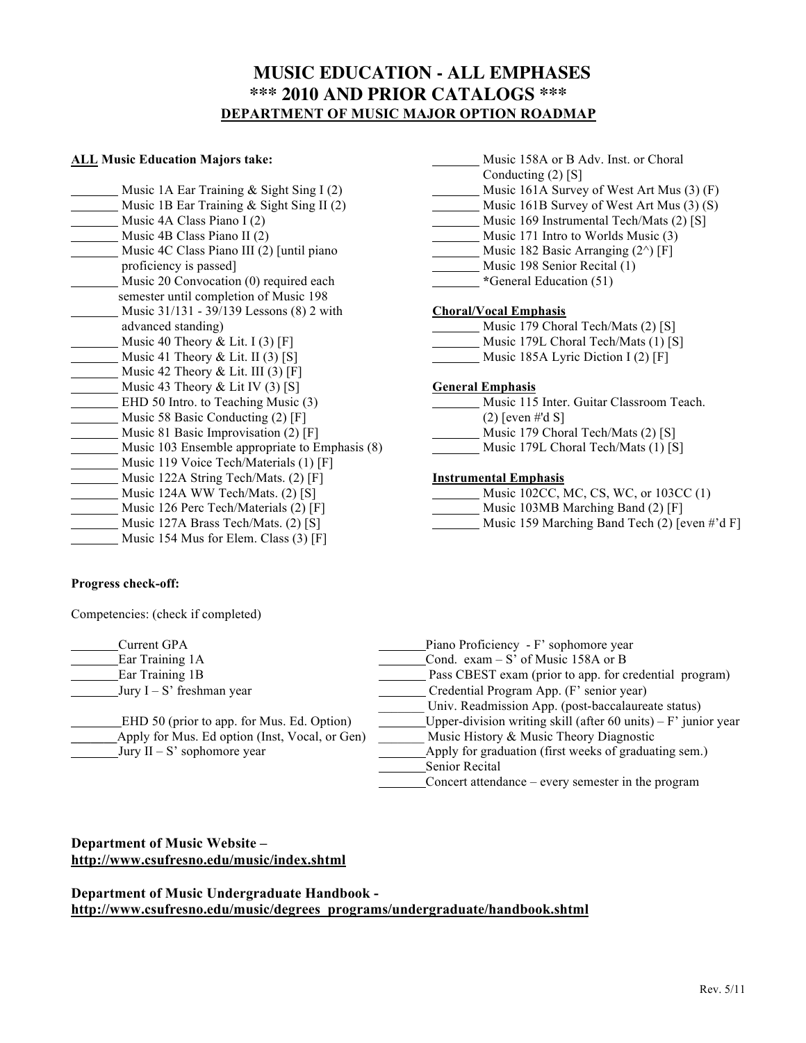# MUSIC EDUCATION - ALL EMPHASES
## *** 2010 AND PRIOR CATALOGS ***
### DEPARTMENT OF MUSIC MAJOR OPTION ROADMAP

**ALL Music Education Majors take:**

- _______ Music 1A Ear Training & Sight Sing I (2)
- _______ Music 1B Ear Training & Sight Sing II (2)
- _______ Music 4A Class Piano I (2)
- _______ Music 4B Class Piano II (2)
- _______ Music 4C Class Piano III (2) [until piano proficiency is passed]
- _______ Music 20 Convocation (0) required each semester until completion of Music 198
- _______ Music 31/131 - 39/139 Lessons (8) 2 with advanced standing)
- _______ Music 40 Theory & Lit. I (3) [F]
- _______ Music 41 Theory & Lit. II (3) [S]
- _______ Music 42 Theory & Lit. III (3) [F]
- _______ Music 43 Theory & Lit IV (3) [S]
- _______ EHD 50 Intro. to Teaching Music (3)
- _______ Music 58 Basic Conducting (2) [F]
- _______ Music 81 Basic Improvisation (2) [F]
- _______ Music 103 Ensemble appropriate to Emphasis (8)
- _______ Music 119 Voice Tech/Materials (1) [F]
- _______ Music 122A String Tech/Mats. (2) [F]
- _______ Music 124A WW Tech/Mats. (2) [S]
- _______ Music 126 Perc Tech/Materials (2) [F]
- _______ Music 127A Brass Tech/Mats. (2) [S]
- _______ Music 154 Mus for Elem. Class (3) [F]
- _______ Music 158A or B Adv. Inst. or Choral Conducting (2) [S]
- _______ Music 161A Survey of West Art Mus (3) (F)
- _______ Music 161B Survey of West Art Mus (3) (S)
- _______ Music 169 Instrumental Tech/Mats (2) [S]
- _______ Music 171 Intro to Worlds Music (3)
- _______ Music 182 Basic Arranging (2^) [F]
- _______ Music 198 Senior Recital (1)
- _______ *General Education (51)

**Choral/Vocal Emphasis**

- _______ Music 179 Choral Tech/Mats (2) [S]
- _______ Music 179L Choral Tech/Mats (1) [S]
- _______ Music 185A Lyric Diction I (2) [F]

**General Emphasis**

- _______ Music 115 Inter. Guitar Classroom Teach. (2) [even #'d S]
- _______ Music 179 Choral Tech/Mats (2) [S]
- _______ Music 179L Choral Tech/Mats (1) [S]

**Instrumental Emphasis**

- _______ Music 102CC, MC, CS, WC, or 103CC (1)
- _______ Music 103MB Marching Band (2) [F]
- _______ Music 159 Marching Band Tech (2) [even #'d F]

**Progress check-off:**

Competencies: (check if completed)

- _______ Current GPA
- _______ Ear Training 1A
- _______ Ear Training 1B
- _______ Jury I – S' freshman year
- _______ EHD 50 (prior to app. for Mus. Ed. Option)
- _______ Apply for Mus. Ed option (Inst, Vocal, or Gen)
- _______ Jury II – S' sophomore year
- _______ Piano Proficiency - F' sophomore year
- _______ Cond. exam – S' of Music 158A or B
- _______ Pass CBEST exam (prior to app. for credential program)
- _______ Credential Program App. (F' senior year)
- _______ Univ. Readmission App. (post-baccalaureate status)
- _______ Upper-division writing skill (after 60 units) – F' junior year
- _______ Music History & Music Theory Diagnostic
- _______ Apply for graduation (first weeks of graduating sem.)
- _______ Senior Recital
- _______ Concert attendance – every semester in the program

**Department of Music Website – http://www.csufresno.edu/music/index.shtml**

**Department of Music Undergraduate Handbook - http://www.csufresno.edu/music/degrees_programs/undergraduate/handbook.shtml**

Rev. 5/11